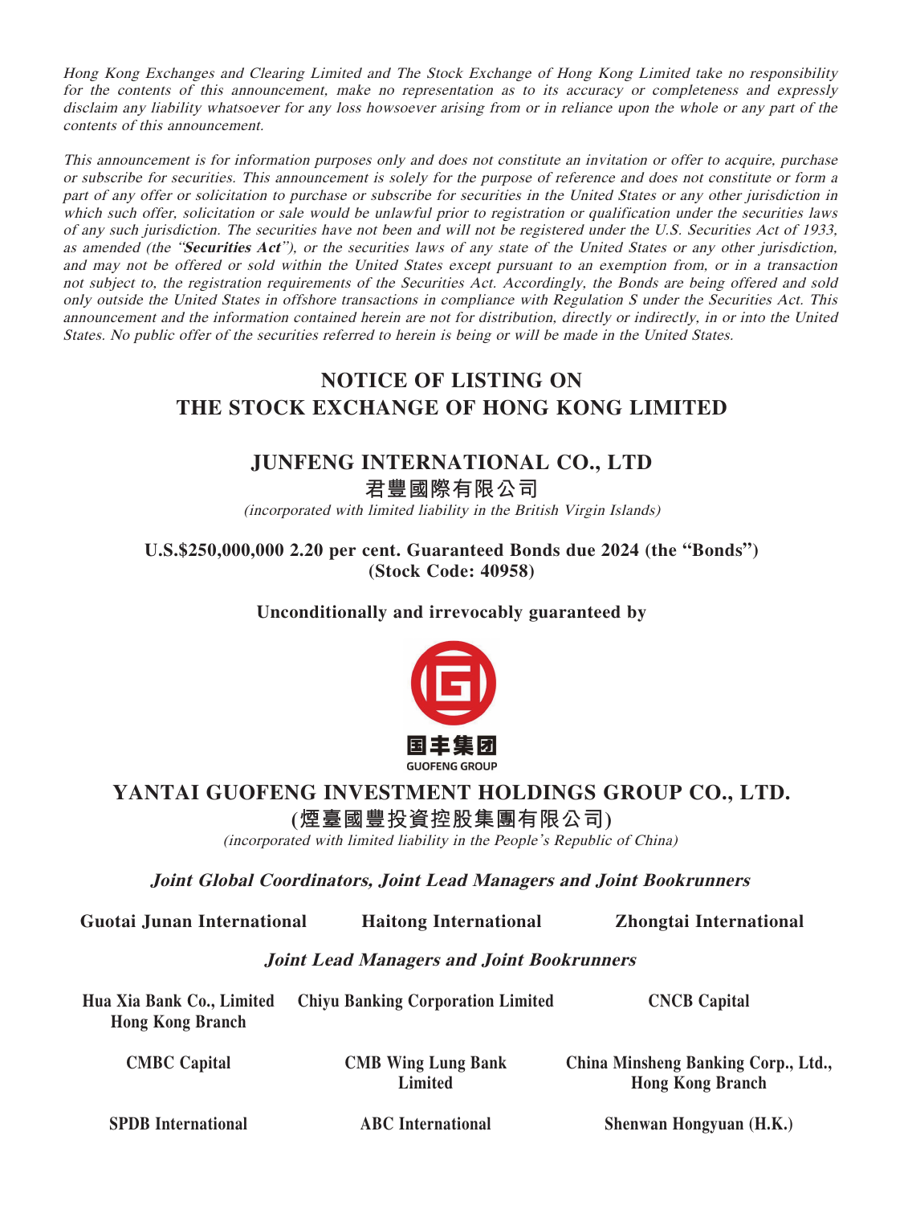*Hong Kong Exchanges and Clearing Limited and The Stock Exchange of Hong Kong Limited take no responsibility for the contents of this announcement, make no representation as to its accuracy or completeness and expressly disclaim any liability whatsoever for any loss howsoever arising from or in reliance upon the whole or any part of the contents of this announcement.*

*This announcement is for information purposes only and does not constitute an invitation or offer to acquire, purchase or subscribe for securities. This announcement is solely for the purpose of reference and does not constitute or form a part of any offer or solicitation to purchase or subscribe for securities in the United States or any other jurisdiction in which such offer, solicitation or sale would be unlawful prior to registration or qualification under the securities laws of any such jurisdiction. The securities have not been and will not be registered under the U.S. Securities Act of 1933, as amended (the "**Securities Act**"), or the securities laws of any state of the United States or any other jurisdiction, and may not be offered or sold within the United States except pursuant to an exemption from, or in a transaction not subject to, the registration requirements of the Securities Act. Accordingly, the Bonds are being offered and sold only outside the United States in offshore transactions in compliance with Regulation S under the Securities Act. This announcement and the information contained herein are not for distribution, directly or indirectly, in or into the United States. No public offer of the securities referred to herein is being or will be made in the United States.*

# NOTICE OF LISTING ON THE STOCK EXCHANGE OF HONG KONG LIMITED

## JUNFENG INTERNATIONAL CO., LTD
## 君豐國際有限公司

*(incorporated with limited liability in the British Virgin Islands)*

**U.S.$250,000,000 2.20 per cent. Guaranteed Bonds due 2024 (the "Bonds")**
**(Stock Code: 40958)**

**Unconditionally and irrevocably guaranteed by**

国丰集团
GUOFENG GROUP

## YANTAI GUOFENG INVESTMENT HOLDINGS GROUP CO., LTD.
## (煙臺國豐投資控股集團有限公司)

*(incorporated with limited liability in the People's Republic of China)*

***Joint Global Coordinators, Joint Lead Managers and Joint Bookrunners***

**Guotai Junan International** **Haitong International** **Zhongtai International**

***Joint Lead Managers and Joint Bookrunners***

**Hua Xia Bank Co., Limited Hong Kong Branch**
**Chiyu Banking Corporation Limited**
**CNCB Capital**
**CMBC Capital**
**CMB Wing Lung Bank Limited**
**China Minsheng Banking Corp., Ltd., Hong Kong Branch**
**SPDB International**
**ABC International**
**Shenwan Hongyuan (H.K.)**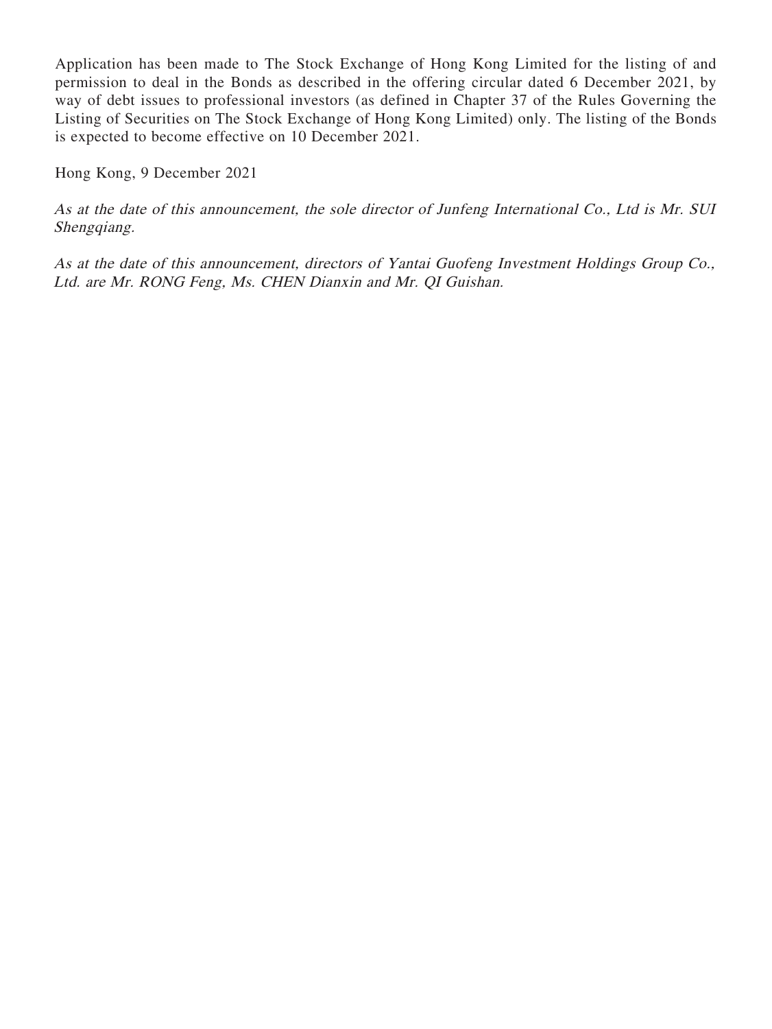Application has been made to The Stock Exchange of Hong Kong Limited for the listing of and permission to deal in the Bonds as described in the offering circular dated 6 December 2021, by way of debt issues to professional investors (as defined in Chapter 37 of the Rules Governing the Listing of Securities on The Stock Exchange of Hong Kong Limited) only. The listing of the Bonds is expected to become effective on 10 December 2021.

Hong Kong, 9 December 2021

*As at the date of this announcement, the sole director of Junfeng International Co., Ltd is Mr. SUI Shengqiang.*

*As at the date of this announcement, directors of Yantai Guofeng Investment Holdings Group Co., Ltd. are Mr. RONG Feng, Ms. CHEN Dianxin and Mr. QI Guishan.*